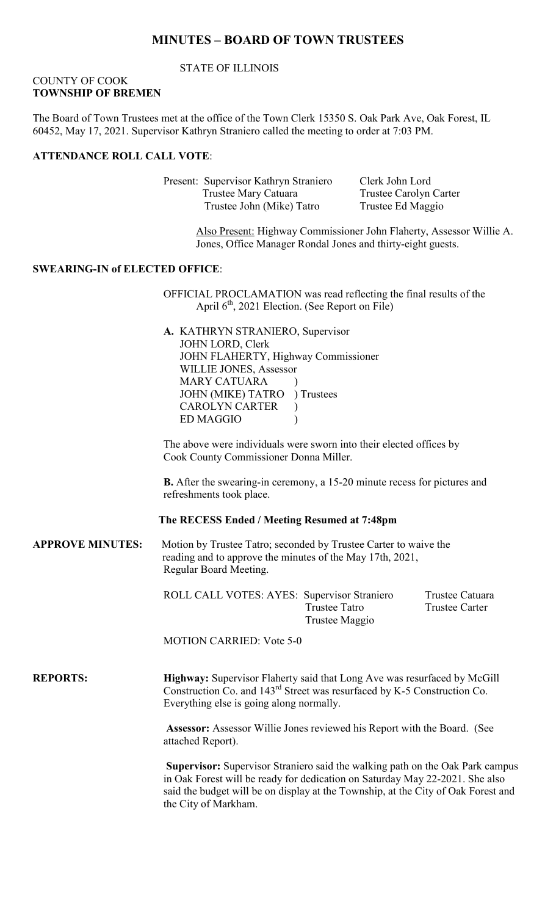# MINUTES – BOARD OF TOWN TRUSTEES

STATE OF ILLINOIS

COUNTY OF COOK
**TOWNSHIP OF BREMEN**

The Board of Town Trustees met at the office of the Town Clerk 15350 S. Oak Park Ave, Oak Forest, IL 60452, May 17, 2021. Supervisor Kathryn Straniero called the meeting to order at 7:03 PM.

**ATTENDANCE ROLL CALL VOTE**:

Present: Supervisor Kathryn Straniero | Clerk John Lord
Trustee Mary Catuara | Trustee Carolyn Carter
Trustee John (Mike) Tatro | Trustee Ed Maggio

Also Present: Highway Commissioner John Flaherty, Assessor Willie A. Jones, Office Manager Rondal Jones and thirty-eight guests.

**SWEARING-IN of ELECTED OFFICE**:

OFFICIAL PROCLAMATION was read reflecting the final results of the April 6th, 2021 Election. (See Report on File)

**A.** KATHRYN STRANIERO, Supervisor
JOHN LORD, Clerk
JOHN FLAHERTY, Highway Commissioner
WILLIE JONES, Assessor
MARY CATUARA )
JOHN (MIKE) TATRO ) Trustees
CAROLYN CARTER )
ED MAGGIO )

The above were individuals were sworn into their elected offices by Cook County Commissioner Donna Miller.

**B.** After the swearing-in ceremony, a 15-20 minute recess for pictures and refreshments took place.

**The RECESS Ended / Meeting Resumed at 7:48pm**

**APPROVE MINUTES:** Motion by Trustee Tatro; seconded by Trustee Carter to waive the reading and to approve the minutes of the May 17th, 2021, Regular Board Meeting.

ROLL CALL VOTES: AYES: Supervisor Straniero, Trustee Catuara, Trustee Tatro, Trustee Carter, Trustee Maggio

MOTION CARRIED: Vote 5-0

**REPORTS:** **Highway:** Supervisor Flaherty said that Long Ave was resurfaced by McGill Construction Co. and 143rd Street was resurfaced by K-5 Construction Co. Everything else is going along normally.

**Assessor:** Assessor Willie Jones reviewed his Report with the Board. (See attached Report).

**Supervisor:** Supervisor Straniero said the walking path on the Oak Park campus in Oak Forest will be ready for dedication on Saturday May 22-2021. She also said the budget will be on display at the Township, at the City of Oak Forest and the City of Markham.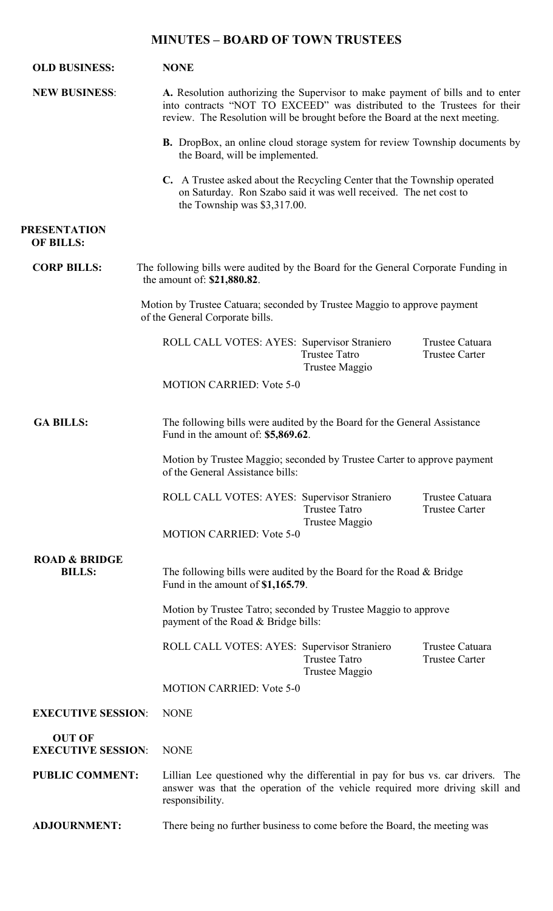# MINUTES – BOARD OF TOWN TRUSTEES

**OLD BUSINESS:** **NONE**

**NEW BUSINESS:**

**A.** Resolution authorizing the Supervisor to make payment of bills and to enter into contracts "NOT TO EXCEED" was distributed to the Trustees for their review. The Resolution will be brought before the Board at the next meeting.

**B.** DropBox, an online cloud storage system for review Township documents by the Board, will be implemented.

**C.** A Trustee asked about the Recycling Center that the Township operated on Saturday. Ron Szabo said it was well received. The net cost to the Township was $3,317.00.

**PRESENTATION OF BILLS:**

**CORP BILLS:** The following bills were audited by the Board for the General Corporate Funding in the amount of: **$21,880.82**.

Motion by Trustee Catuara; seconded by Trustee Maggio to approve payment of the General Corporate bills.

ROLL CALL VOTES: AYES: Supervisor Straniero, Trustee Catuara, Trustee Tatro, Trustee Carter, Trustee Maggio

MOTION CARRIED: Vote 5-0

**GA BILLS:** The following bills were audited by the Board for the General Assistance Fund in the amount of: **$5,869.62**.

Motion by Trustee Maggio; seconded by Trustee Carter to approve payment of the General Assistance bills:

ROLL CALL VOTES: AYES: Supervisor Straniero, Trustee Catuara, Trustee Tatro, Trustee Carter, Trustee Maggio

MOTION CARRIED: Vote 5-0

**ROAD & BRIDGE BILLS:** The following bills were audited by the Board for the Road & Bridge Fund in the amount of **$1,165.79**.

Motion by Trustee Tatro; seconded by Trustee Maggio to approve payment of the Road & Bridge bills:

ROLL CALL VOTES: AYES: Supervisor Straniero, Trustee Catuara, Trustee Tatro, Trustee Carter, Trustee Maggio

MOTION CARRIED: Vote 5-0

**EXECUTIVE SESSION:** NONE

**OUT OF EXECUTIVE SESSION:** NONE

**PUBLIC COMMENT:** Lillian Lee questioned why the differential in pay for bus vs. car drivers. The answer was that the operation of the vehicle required more driving skill and responsibility.

**ADJOURNMENT:** There being no further business to come before the Board, the meeting was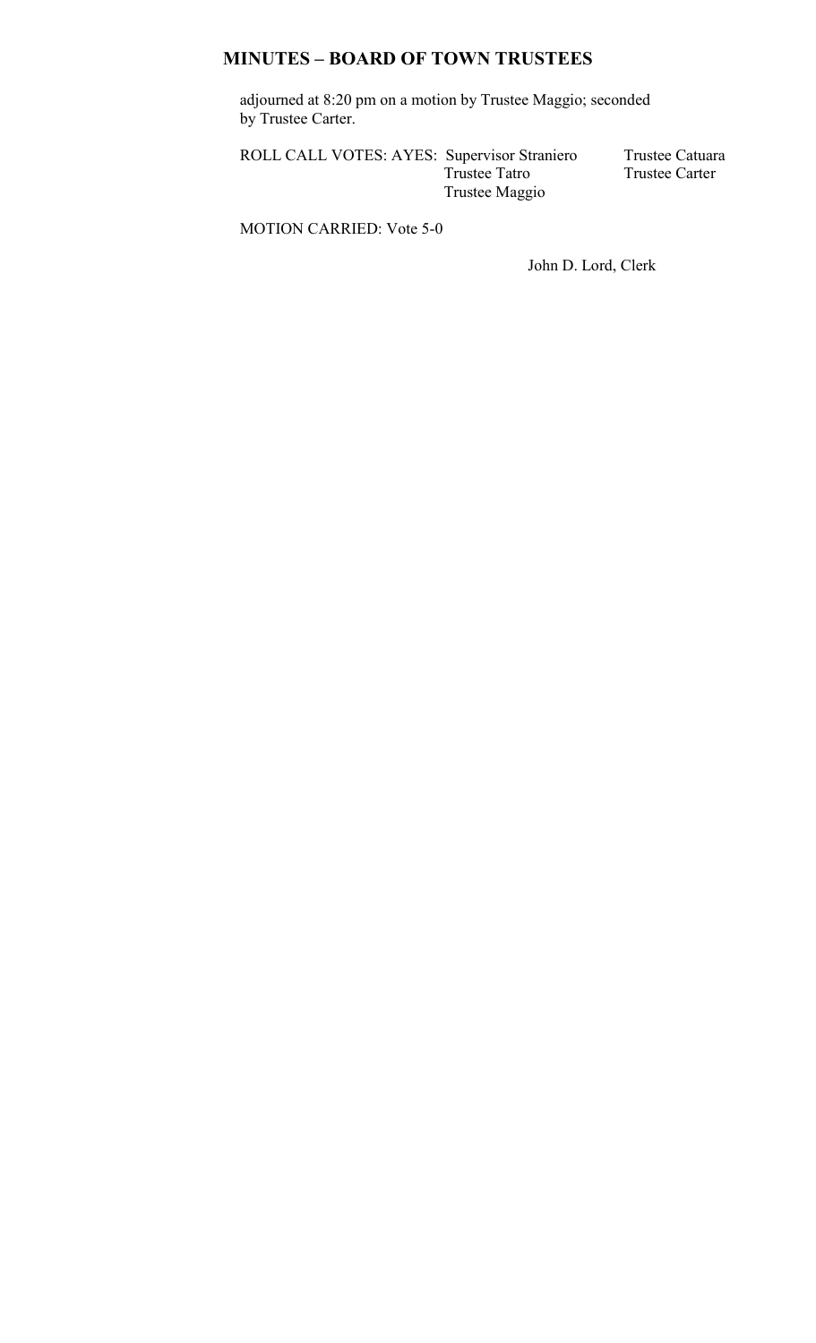adjourned at 8:20 pm on a motion by Trustee Maggio; seconded by Trustee Carter.

ROLL CALL VOTES: AYES: Supervisor Straniero, Trustee Catuara, Trustee Tatro, Trustee Carter, Trustee Maggio

MOTION CARRIED: Vote 5-0

John D. Lord, Clerk